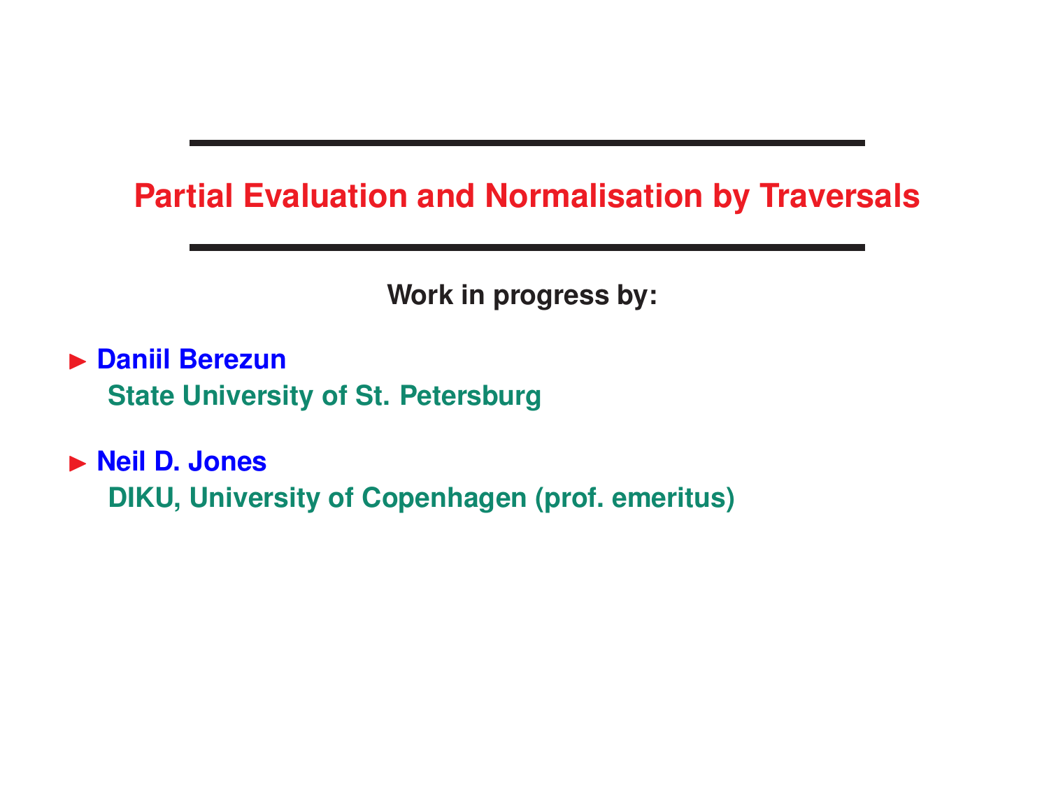# Partial Evaluation and Normalisation by Traversals

**Work in progress by:**

- **Daniil Berezun**
  **State University of St. Petersburg**

- **Neil D. Jones**
  **DIKU, University of Copenhagen (prof. emeritus)**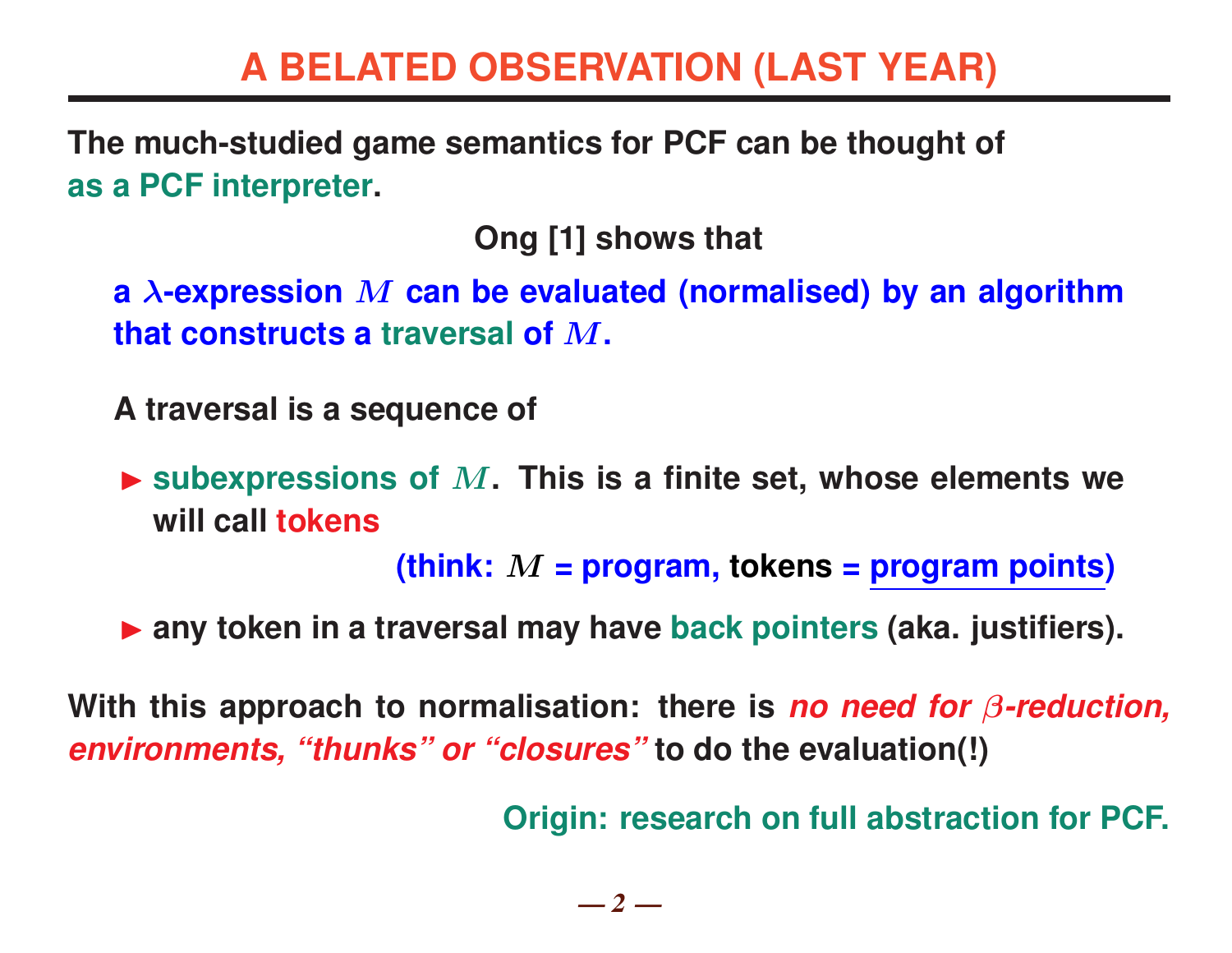# A BELATED OBSERVATION (LAST YEAR)

**The much-studied game semantics for PCF can be thought of as a PCF interpreter.**

**Ong [1] shows that**

**a $\lambda$-expression $M$ can be evaluated (normalised) by an algorithm that constructs a traversal of $M$.**

**A traversal is a sequence of**

- **subexpressions of $M$. This is a finite set, whose elements we will call tokens**

  **(think: $M$ = program, tokens = program points)**

- **any token in a traversal may have back pointers (aka. justifiers).**

**With this approach to normalisation: there is *no need for $\beta$-reduction, environments, "thunks" or "closures"* to do the evaluation(!)**

**Origin: research on full abstraction for PCF.**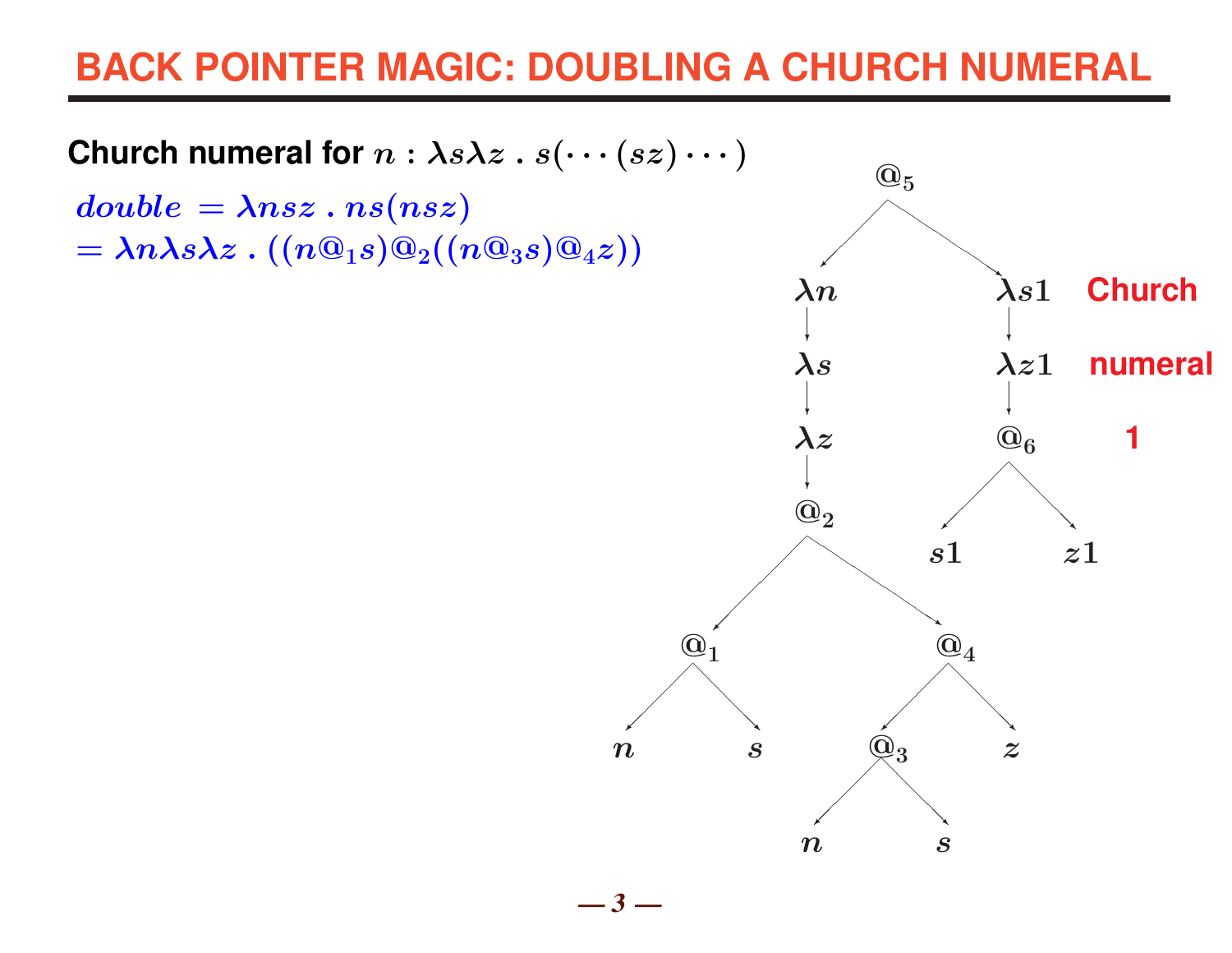# BACK POINTER MAGIC: DOUBLING A CHURCH NUMERAL

**Church numeral for** $n : \lambda s \lambda z \, . \, s(\cdots(sz)\cdots)$

$double = \lambda nsz \, . \, ns(nsz)$

$= \lambda n \lambda s \lambda z \, . \, ((n @_1 s) @_2 ((n @_3 s) @_4 z))$

$@_5$

$\lambda n$ → $\lambda s$ → $\lambda z$ → $@_2$

$@_2$ → $@_1$, $@_4$

$@_1$ → $n$, $s$

$@_4$ → $@_3$, $z$

$@_3$ → $n$, $s$

$\lambda s1$ → $\lambda z1$ → $@_6$ → $s1$, $z1$

Church numeral 1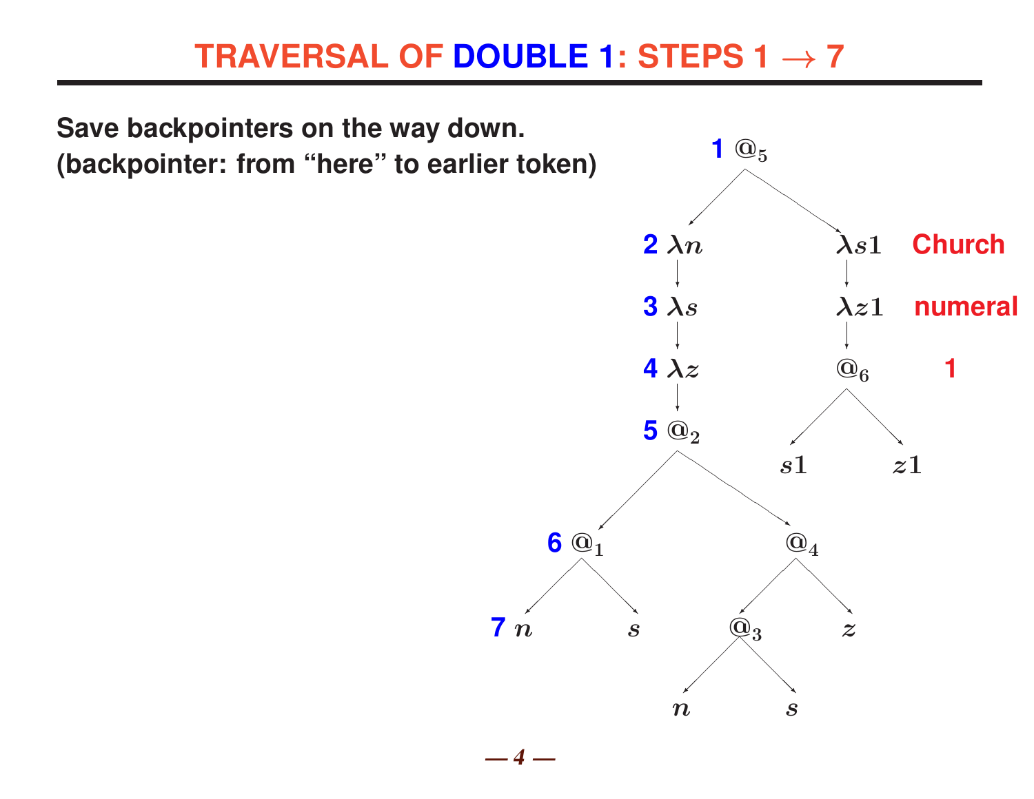# TRAVERSAL OF DOUBLE 1: STEPS 1 → 7

**Save backpointers on the way down.**
**(backpointer: from "here" to earlier token)**

```
                         1 @5
                        /     \
                   2 λn        λs1     Church
                     |          |
                   3 λs        λz1     numeral
                     |          |
                   4 λz        @6      1
                     |        /   \
                   5 @2     s1     z1
                   /    \
               6 @1      @4
               /  \      /  \
            7 n    s   @3    z
                      /  \
                     n    s
```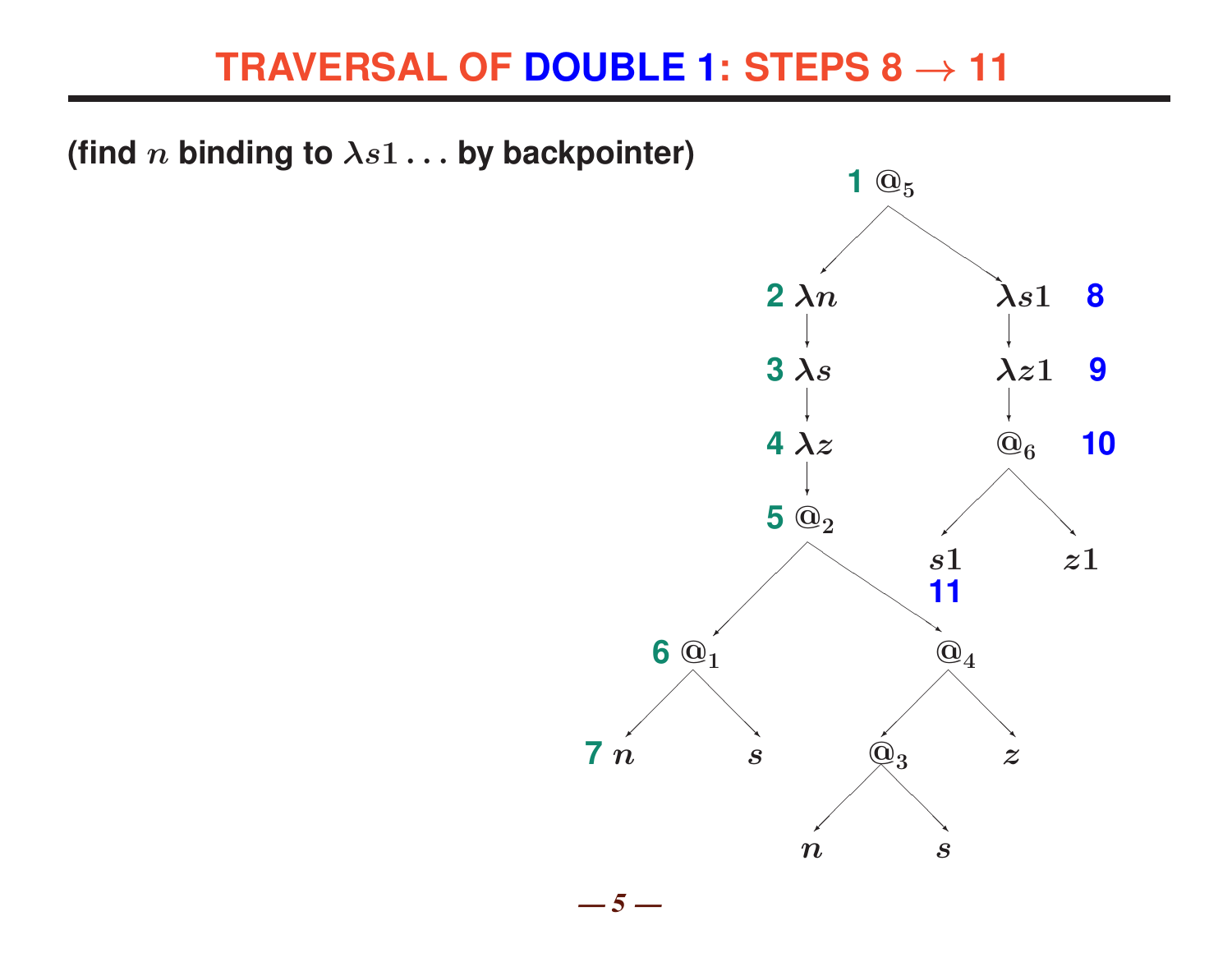# TRAVERSAL OF DOUBLE 1: STEPS 8 → 11

(find $n$ binding to $\lambda s1\ldots$ by backpointer)

```
                          1 @5
                        /      \
                  2 λn          λs1   8
                    |            |
                  3 λs          λz1   9
                    |            |
                  4 λz          @6    10
                    |          /    \
                  5 @2       s1      z1
                 /    \      11
            6 @1        @4
           /    \      /   \
        7 n      s   @3     z
                    /   \
                   n     s
```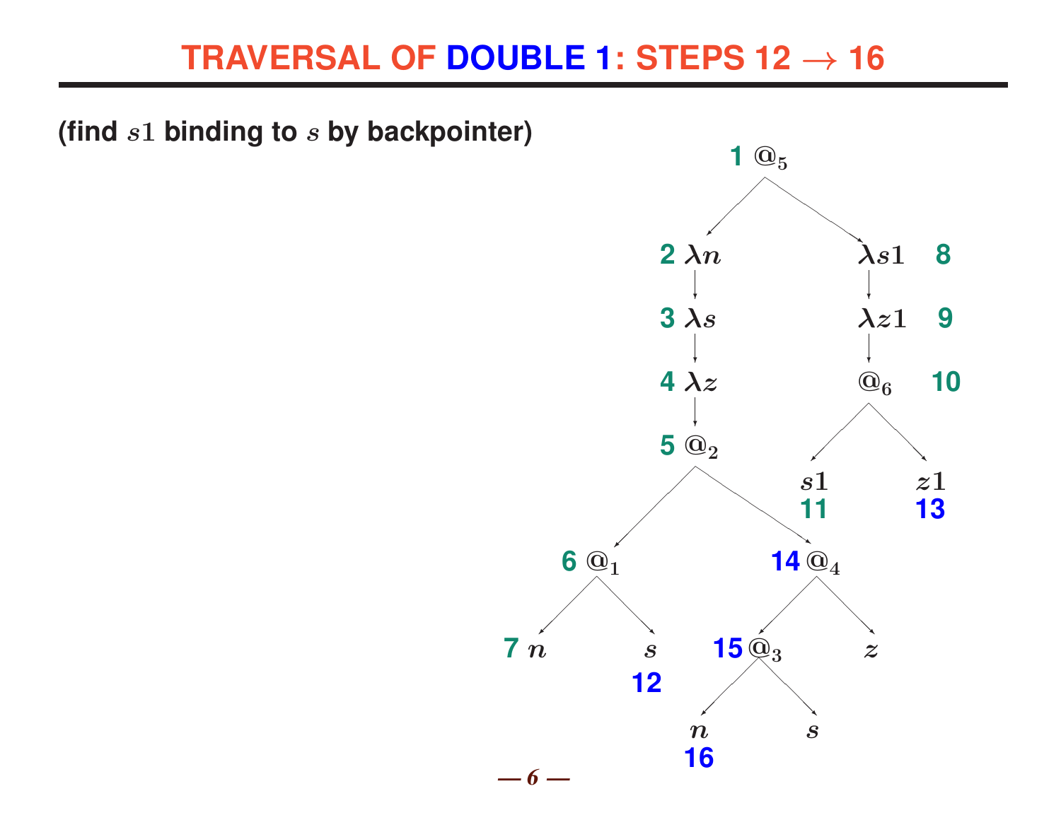# TRAVERSAL OF DOUBLE 1: STEPS 12 → 16

**(find $s1$ binding to $s$ by backpointer)**

```
                    1 @5
                   /     \
              2 λn         λs1  8
               |            |
              3 λs         λz1  9
               |            |
              4 λz         @6   10
               |          /    \
              5 @2      s1      z1
             /    \     11      13
        6 @1       14 @4
        /   \       /    \
     7 n     s   15 @3     z
             12   /   \
                 n     s
                 16
```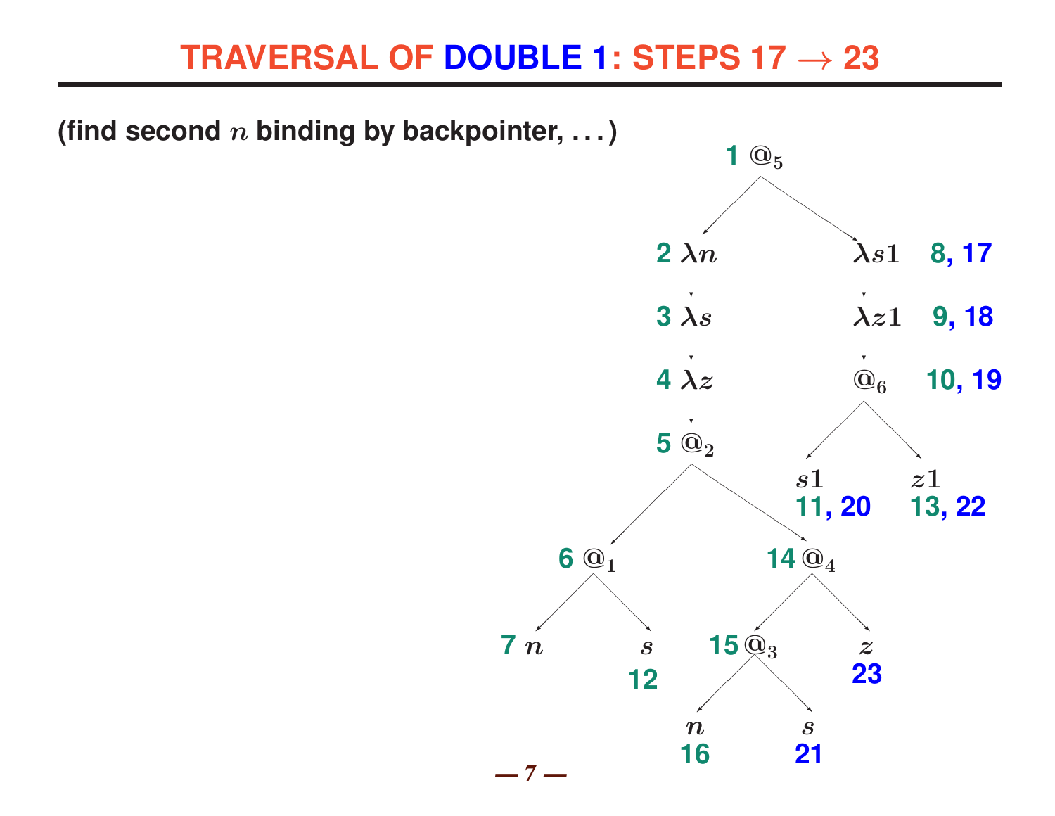# TRAVERSAL OF DOUBLE 1: STEPS 17 → 23

**(find second $n$ binding by backpointer, . . . )**

```
                         1 @5
                        /    \
                   2 λn        λs1   8, 17
                    |           |
                   3 λs        λz1   9, 18
                    |           |
                   4 λz         @6   10, 19
                    |          /   \
                   5 @2      s1      z1
                  /    \     11, 20  13, 22
             6 @1       14 @4
            /    \      /     \
         7 n      s   15 @3     z
                  12   /   \    23
                      n     s
                      16    21
```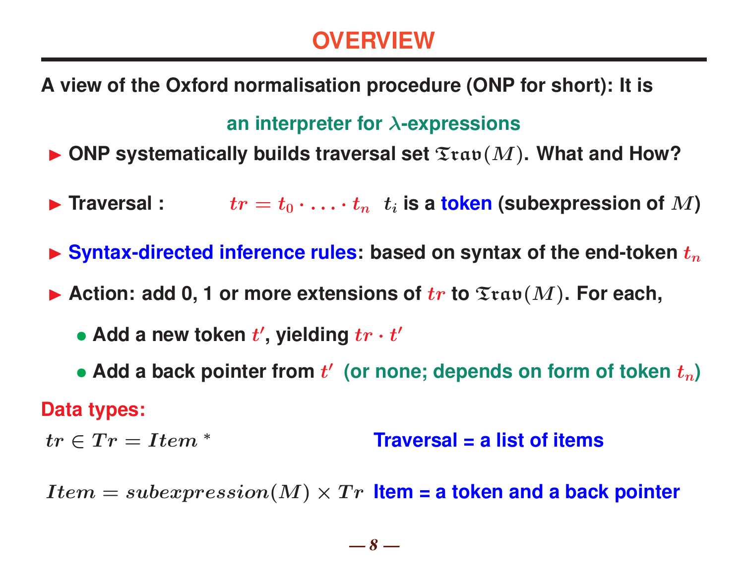# OVERVIEW

**A view of the Oxford normalisation procedure (ONP for short): It is**

**an interpreter for $\lambda$-expressions**

- **ONP systematically builds traversal set $\mathfrak{Trav}(M)$. What and How?**
- **Traversal :** $tr = t_0 \cdot \ldots \cdot t_n$ $t_i$ **is a token (subexpression of $M$)**
- **Syntax-directed inference rules: based on syntax of the end-token $t_n$**
- **Action: add 0, 1 or more extensions of $tr$ to $\mathfrak{Trav}(M)$. For each,**
  - **Add a new token $t'$, yielding $tr \cdot t'$**
  - **Add a back pointer from $t'$ (or none; depends on form of token $t_n$)**

**Data types:**

$tr \in Tr = Item^*$ **Traversal = a list of items**

$Item = subexpression(M) \times Tr$ **Item = a token and a back pointer**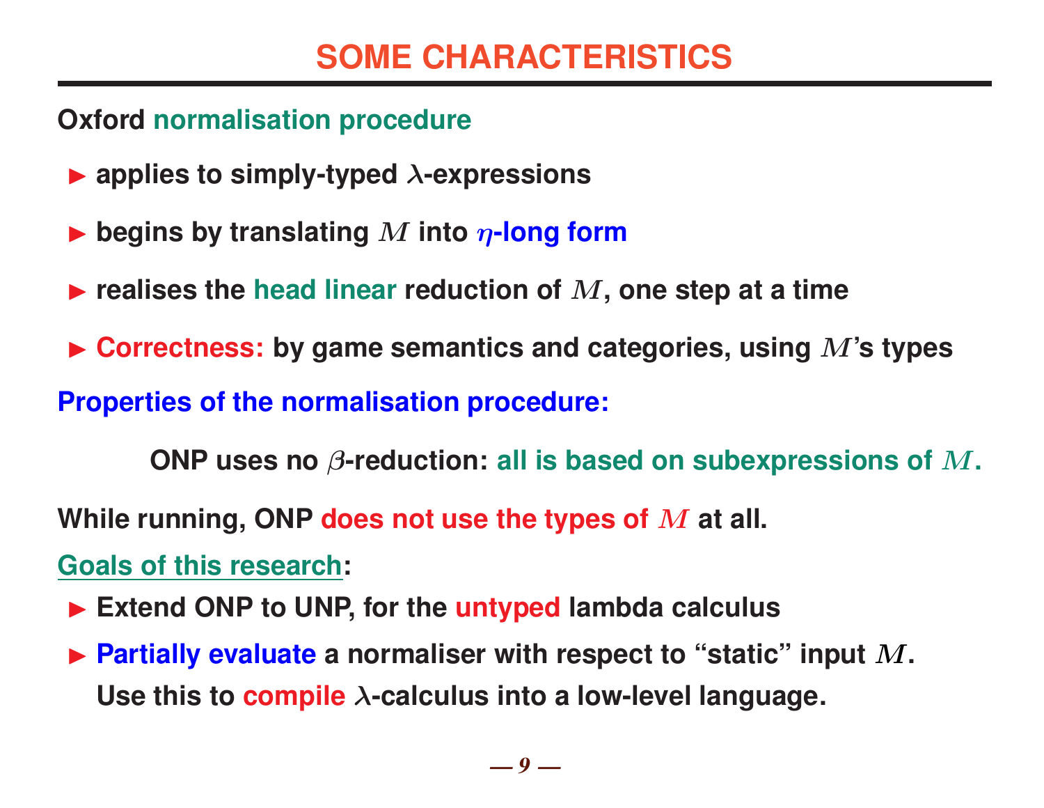# SOME CHARACTERISTICS

**Oxford normalisation procedure**

- **applies to simply-typed $\lambda$-expressions**
- **begins by translating $M$ into $\eta$-long form**
- **realises the head linear reduction of $M$, one step at a time**
- **Correctness: by game semantics and categories, using $M$'s types**

**Properties of the normalisation procedure:**

**ONP uses no $\beta$-reduction: all is based on subexpressions of $M$.**

**While running, ONP does not use the types of $M$ at all.**

**Goals of this research:**

- **Extend ONP to UNP, for the untyped lambda calculus**
- **Partially evaluate a normaliser with respect to "static" input $M$.**
  **Use this to compile $\lambda$-calculus into a low-level language.**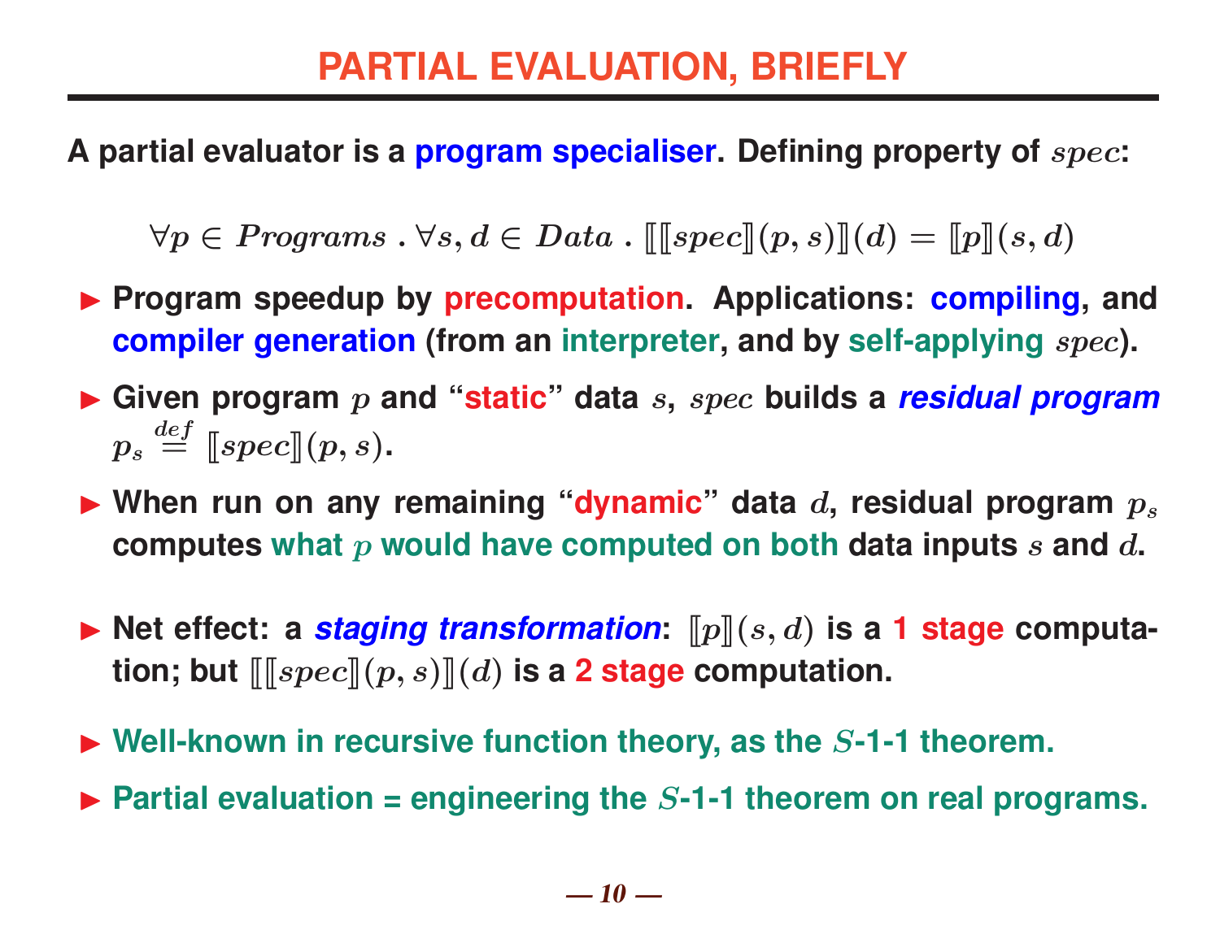# PARTIAL EVALUATION, BRIEFLY

**A partial evaluator is a program specialiser. Defining property of $spec$:**

$$\forall p \in Programs \,.\, \forall s, d \in Data \,.\, [\![ [\![spec]\!](p, s) ]\!](d) = [\![p]\!](s, d)$$

- **Program speedup by precomputation. Applications: compiling, and compiler generation (from an interpreter, and by self-applying $spec$).**
- **Given program $p$ and "static" data $s$, $spec$ builds a *residual program* $p_s \stackrel{def}{=} [\![spec]\!](p, s)$.**
- **When run on any remaining "dynamic" data $d$, residual program $p_s$ computes what $p$ would have computed on both data inputs $s$ and $d$.**
- **Net effect: a *staging transformation*: $[\![p]\!](s, d)$ is a 1 stage computation; but $[\![ [\![spec]\!](p, s) ]\!](d)$ is a 2 stage computation.**
- **Well-known in recursive function theory, as the $S$-1-1 theorem.**
- **Partial evaluation = engineering the $S$-1-1 theorem on real programs.**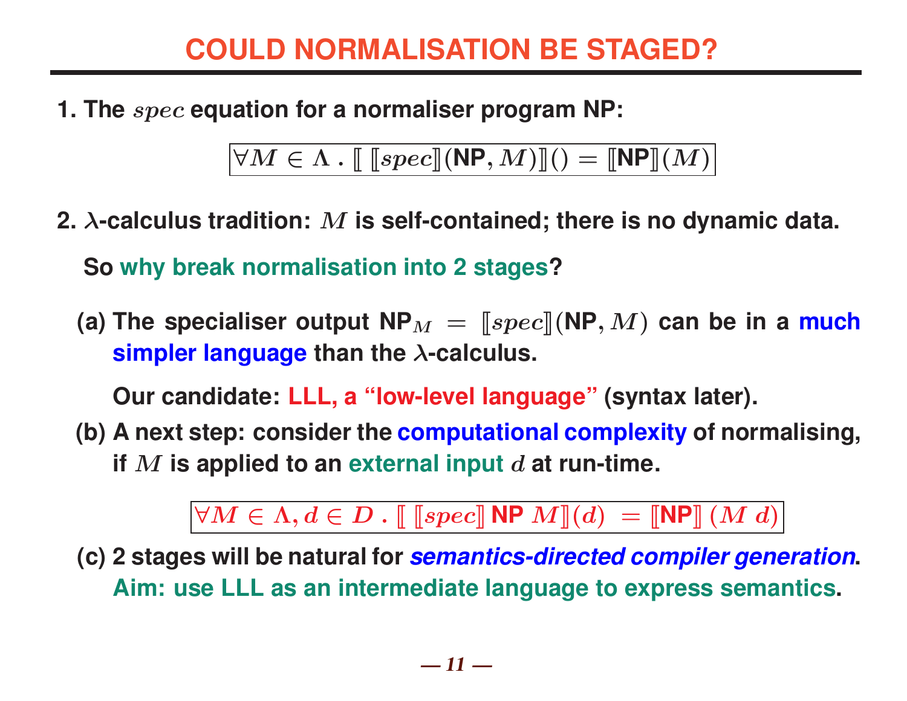# COULD NORMALISATION BE STAGED?

1. The $spec$ equation for a normaliser program NP:

$$\forall M \in \Lambda \,.\, [\![\, [\![spec]\!](\mathsf{NP}, M)]\!]() = [\![\mathsf{NP}]\!](M)$$

2. $\lambda$-calculus tradition: $M$ is self-contained; there is no dynamic data.

   So why break normalisation into 2 stages?

   (a) The specialiser output $\mathsf{NP}_M = [\![spec]\!](\mathsf{NP}, M)$ can be in a much simpler language than the $\lambda$-calculus.

   Our candidate: LLL, a "low-level language" (syntax later).

   (b) A next step: consider the computational complexity of normalising, if $M$ is applied to an external input $d$ at run-time.

$$\forall M \in \Lambda, d \in D \,.\, [\![\, [\![spec]\!] \,\mathsf{NP}\; M]\!](d) \;= [\![\mathsf{NP}]\!]\,(M\; d)$$

   (c) 2 stages will be natural for ***semantics-directed compiler generation***.
   Aim: use LLL as an intermediate language to express semantics.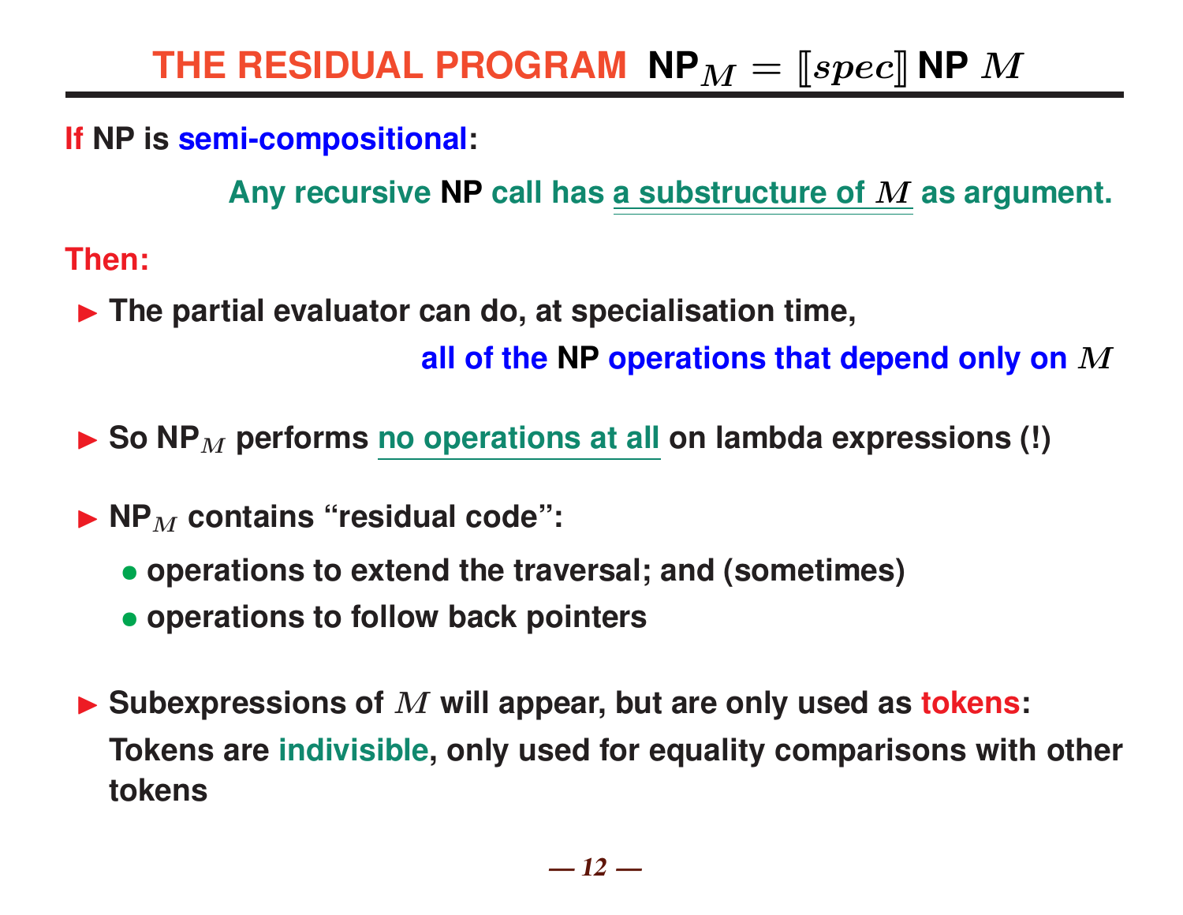# THE RESIDUAL PROGRAM NP$_M = [\![spec]\!]$ NP $M$

**If NP is semi-compositional:**

**Any recursive NP call has a substructure of $M$ as argument.**

**Then:**

- **The partial evaluator can do, at specialisation time,**
  **all of the NP operations that depend only on $M$**

- **So NP$_M$ performs no operations at all on lambda expressions (!)**

- **NP$_M$ contains "residual code":**
  - **operations to extend the traversal; and (sometimes)**
  - **operations to follow back pointers**

- **Subexpressions of $M$ will appear, but are only used as tokens:**
  **Tokens are indivisible, only used for equality comparisons with other tokens**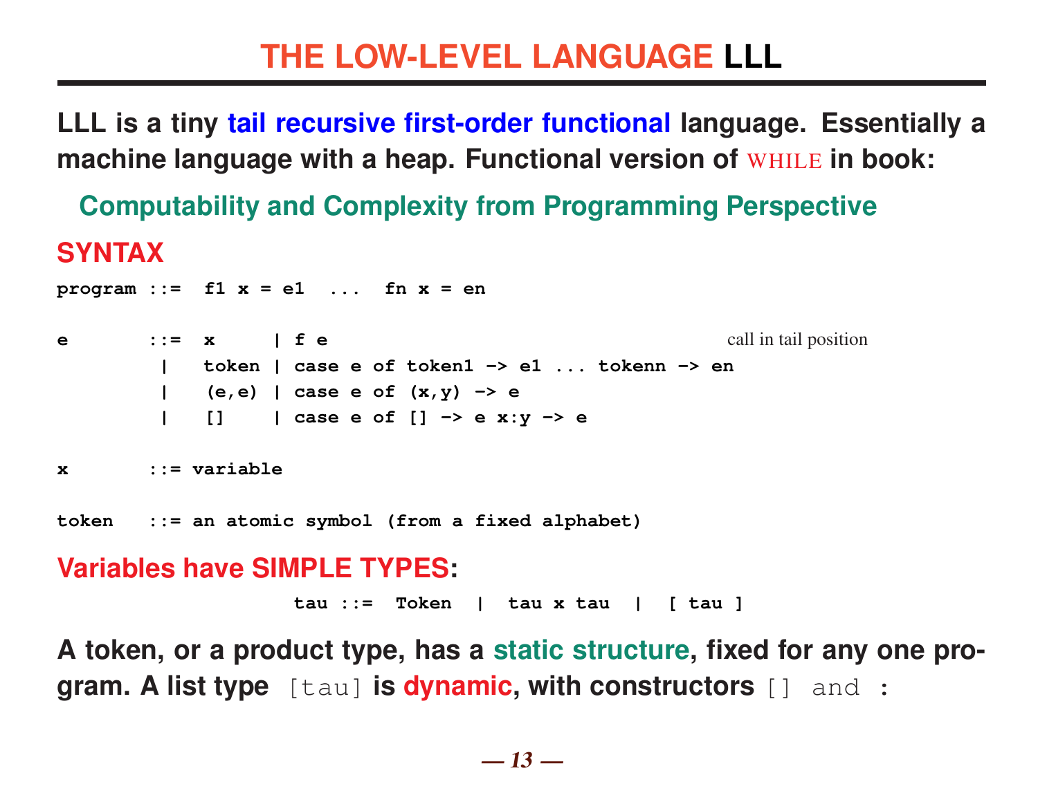# THE LOW-LEVEL LANGUAGE LLL

**LLL is a tiny tail recursive first-order functional language. Essentially a machine language with a heap. Functional version of WHILE in book:**

**Computability and Complexity from Programming Perspective**

## SYNTAX

```
program ::=  f1 x = e1  ...  fn x = en

e       ::=  x     | f e                                    call in tail position
         |   token | case e of token1 -> e1 ... tokenn -> en
         |   (e,e) | case e of (x,y) -> e
         |   []    | case e of [] -> e x:y -> e

x       ::= variable

token   ::= an atomic symbol (from a fixed alphabet)
```

## Variables have SIMPLE TYPES:

```
tau ::=  Token  |  tau x tau  |  [ tau ]
```

**A token, or a product type, has a static structure, fixed for any one program. A list type** `[tau]` **is dynamic, with constructors** `[]` and `:`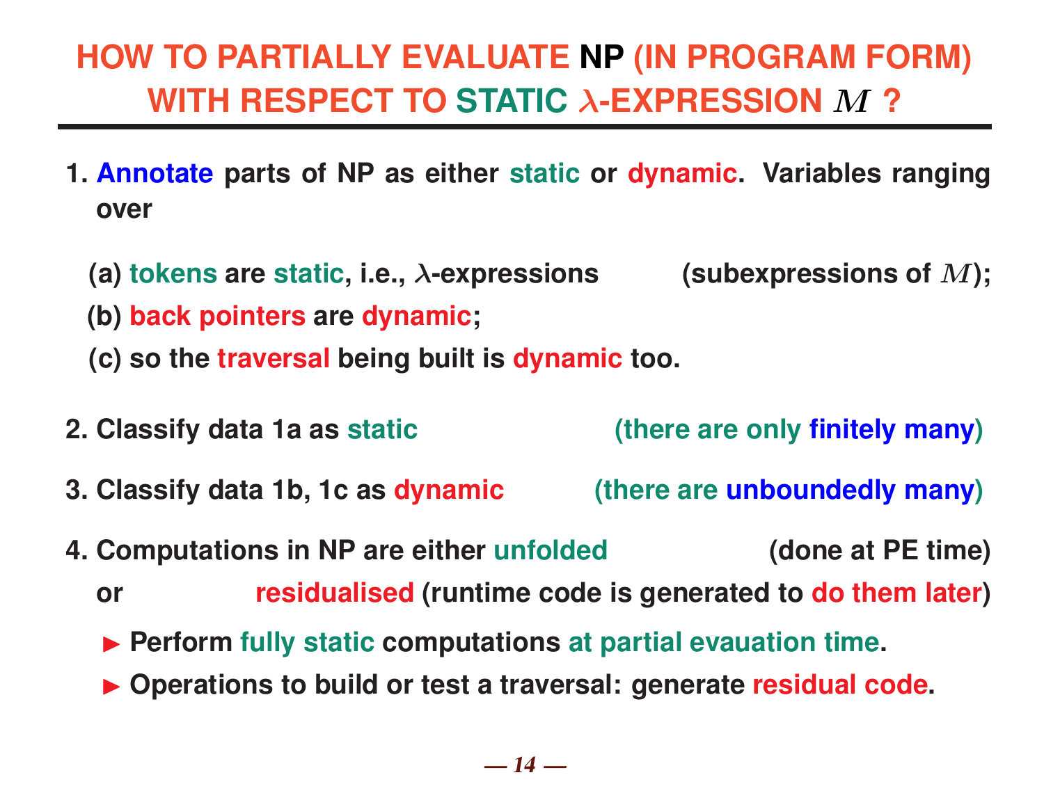# HOW TO PARTIALLY EVALUATE NP (IN PROGRAM FORM) WITH RESPECT TO STATIC $\lambda$-EXPRESSION $M$ ?

1. **Annotate** parts of NP as either **static** or **dynamic**. Variables ranging over

   (a) **tokens** are **static**, i.e., $\lambda$-expressions (subexpressions of $M$);

   (b) **back pointers** are **dynamic**;

   (c) so the **traversal** being built is **dynamic** too.

2. Classify data 1a as **static** (there are only **finitely many**)

3. Classify data 1b, 1c as **dynamic** (there are **unboundedly many**)

4. Computations in NP are either **unfolded** (done at PE time) or **residualised** (runtime code is generated to **do them later**)

   - Perform **fully static** computations **at partial evauation time**.
   - Operations to build or test a traversal: generate **residual code**.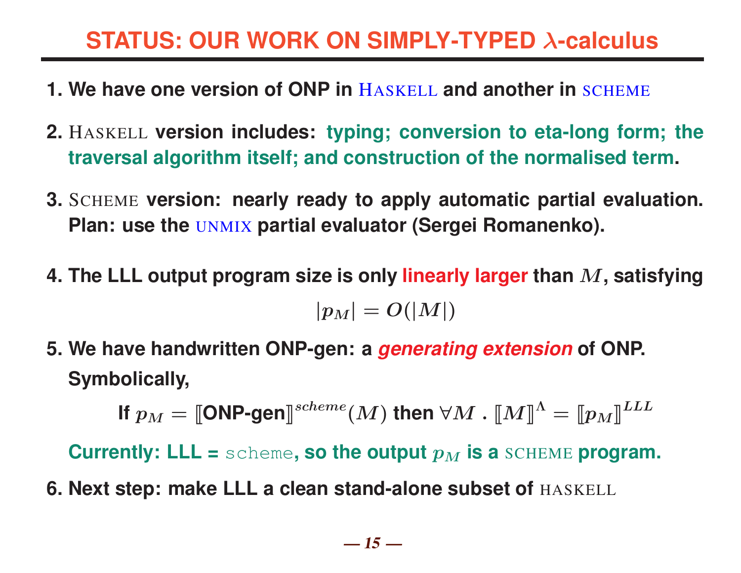# STATUS: OUR WORK ON SIMPLY-TYPED $\lambda$-calculus

1. **We have one version of ONP in** HASKELL **and another in** SCHEME

2. HASKELL **version includes: typing; conversion to eta-long form; the traversal algorithm itself; and construction of the normalised term.**

3. SCHEME **version: nearly ready to apply automatic partial evaluation. Plan: use the** UNMIX **partial evaluator (Sergei Romanenko).**

4. **The LLL output program size is only linearly larger than $M$, satisfying**

$$|p_M| = O(|M|)$$

5. **We have handwritten ONP-gen: a *generating extension* of ONP. Symbolically,**

$$\text{If } p_M = [\![\text{ONP-gen}]\!]^{scheme}(M) \text{ then } \forall M \,.\, [\![M]\!]^{\Lambda} = [\![p_M]\!]^{LLL}$$

   **Currently: LLL =** `scheme`**, so the output $p_M$ is a** SCHEME **program.**

6. **Next step: make LLL a clean stand-alone subset of** HASKELL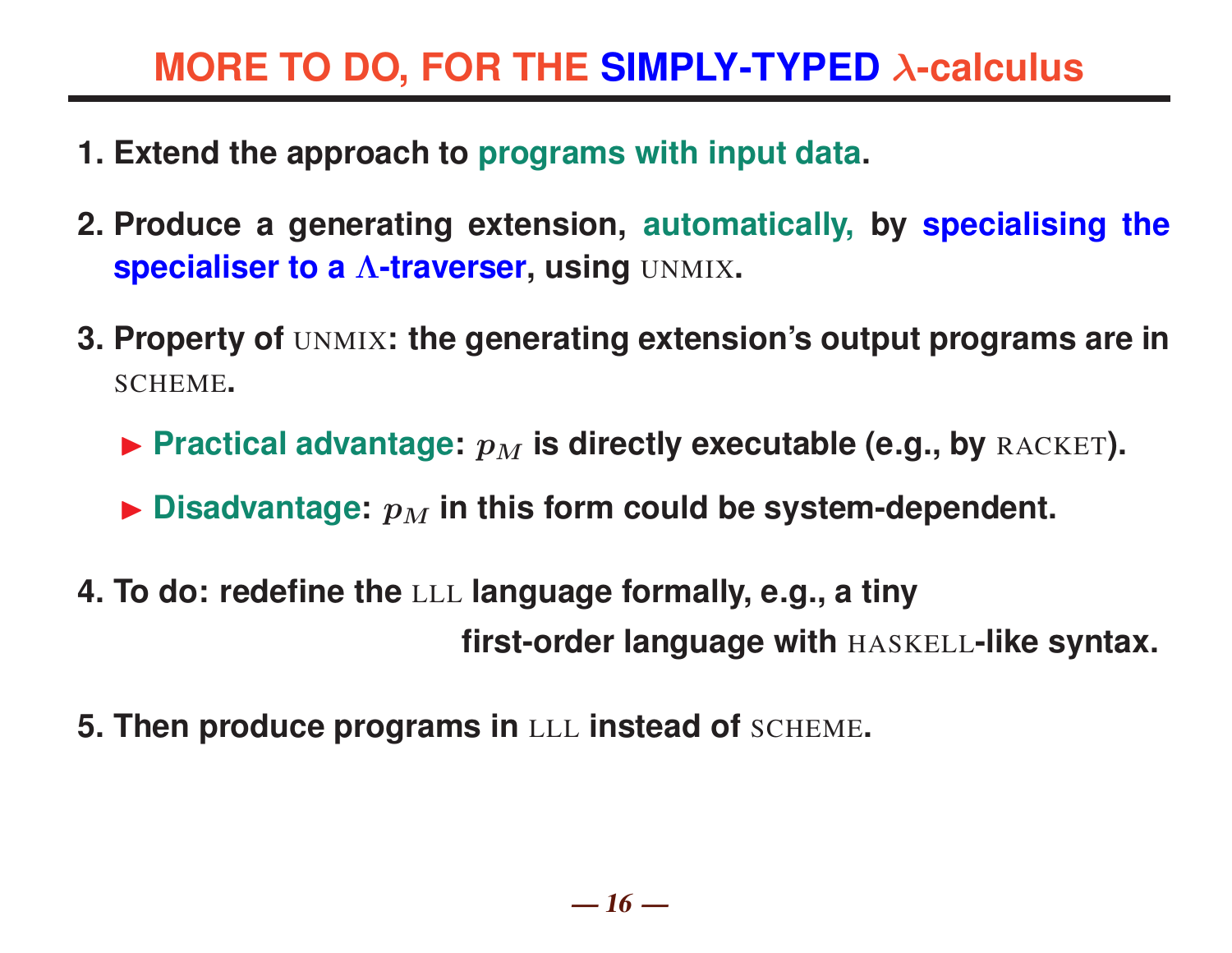# MORE TO DO, FOR THE SIMPLY-TYPED $\lambda$-calculus

1. Extend the approach to programs with input data.

2. Produce a generating extension, automatically, by specialising the specialiser to a $\Lambda$-traverser, using UNMIX.

3. Property of UNMIX: the generating extension's output programs are in SCHEME.

   - Practical advantage: $p_M$ is directly executable (e.g., by RACKET).
   - Disadvantage: $p_M$ in this form could be system-dependent.

4. To do: redefine the LLL language formally, e.g., a tiny first-order language with HASKELL-like syntax.

5. Then produce programs in LLL instead of SCHEME.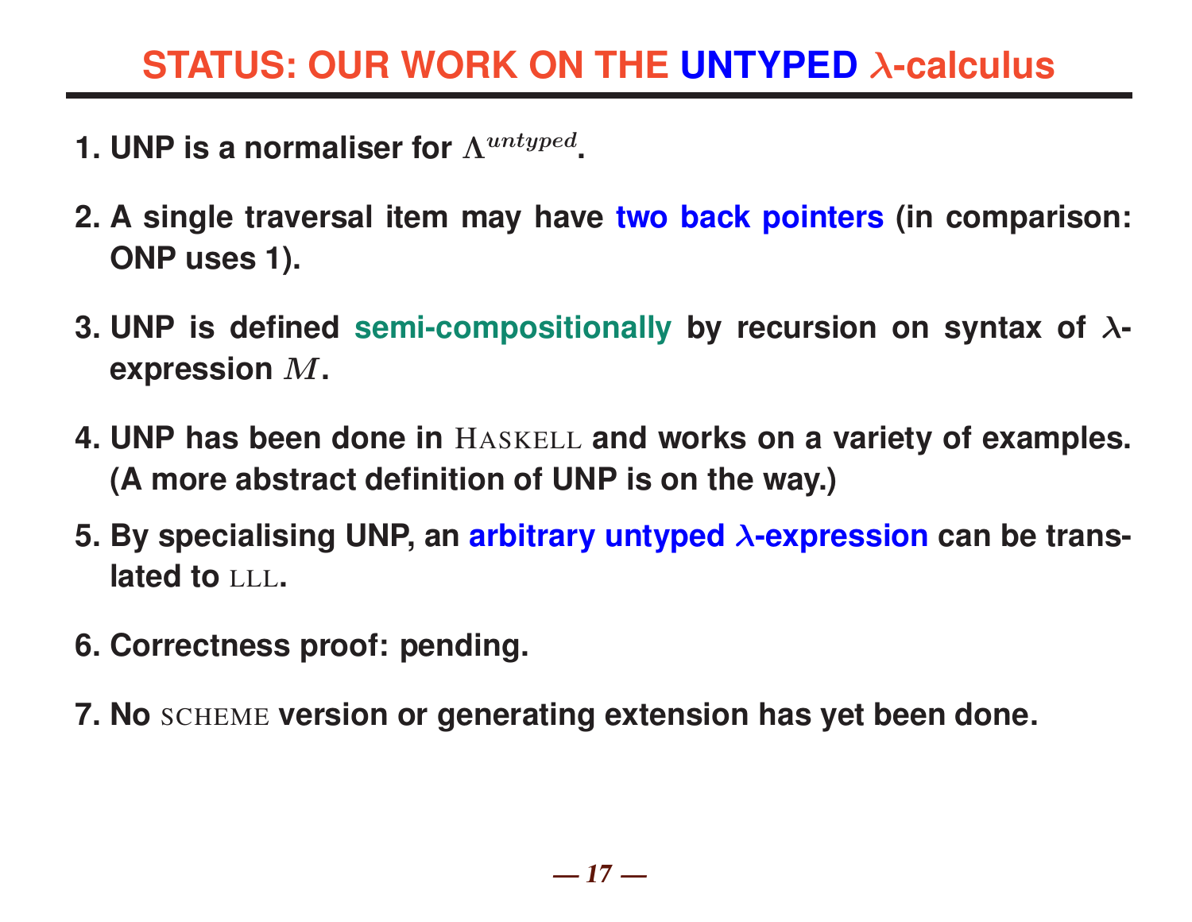# STATUS: OUR WORK ON THE UNTYPED $\lambda$-calculus

1. UNP is a normaliser for $\Lambda^{untyped}$.

2. A single traversal item may have two back pointers (in comparison: ONP uses 1).

3. UNP is defined semi-compositionally by recursion on syntax of $\lambda$-expression $M$.

4. UNP has been done in HASKELL and works on a variety of examples. (A more abstract definition of UNP is on the way.)

5. By specialising UNP, an arbitrary untyped $\lambda$-expression can be translated to LLL.

6. Correctness proof: pending.

7. No SCHEME version or generating extension has yet been done.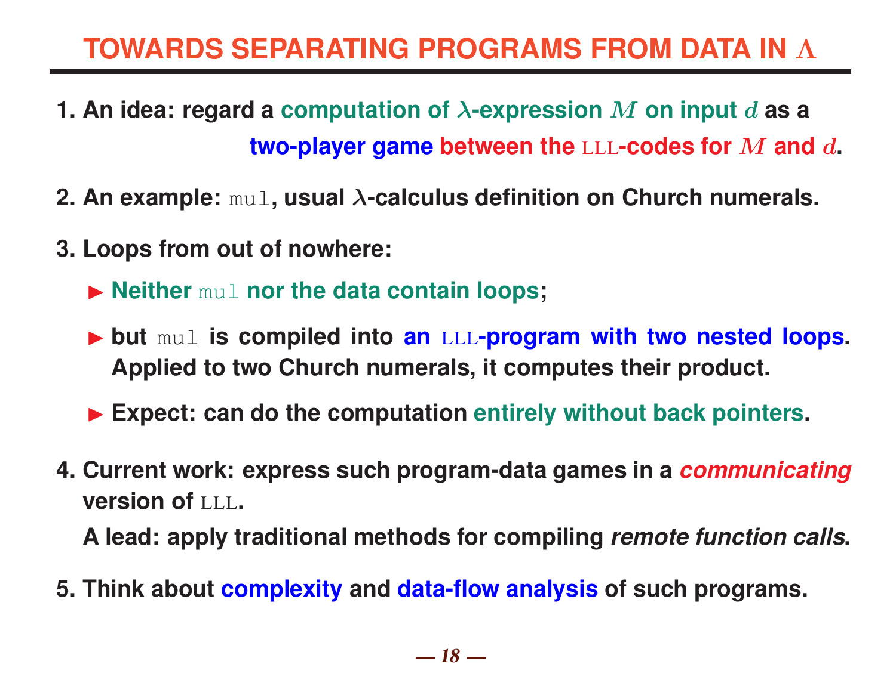# TOWARDS SEPARATING PROGRAMS FROM DATA IN $\Lambda$

1. An idea: regard a computation of $\lambda$-expression $M$ on input $d$ as a two-player game between the LLL-codes for $M$ and $d$.

2. An example: `mul`, usual $\lambda$-calculus definition on Church numerals.

3. Loops from out of nowhere:

   - Neither `mul` nor the data contain loops;
   - but `mul` is compiled into an LLL-program with two nested loops. Applied to two Church numerals, it computes their product.
   - Expect: can do the computation entirely without back pointers.

4. Current work: express such program-data games in a *communicating* version of LLL.

   A lead: apply traditional methods for compiling *remote function calls*.

5. Think about complexity and data-flow analysis of such programs.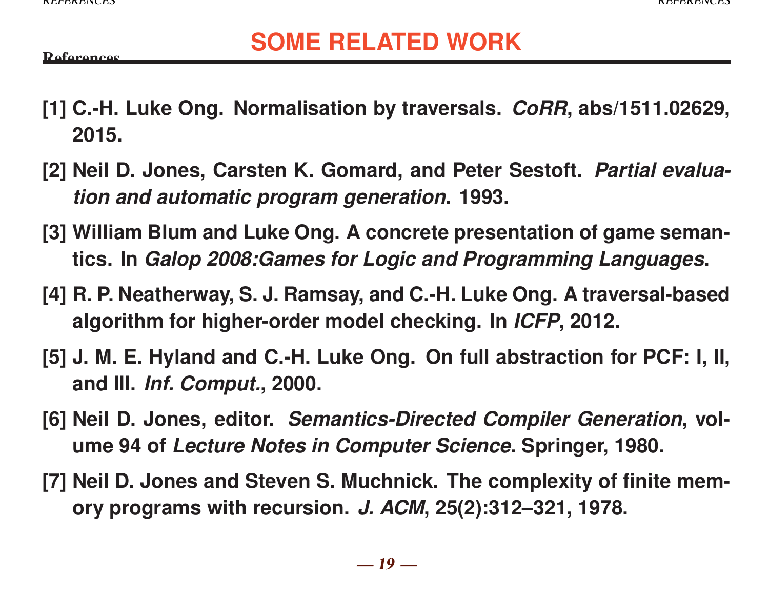# SOME RELATED WORK

## References

[1] C.-H. Luke Ong. Normalisation by traversals. *CoRR*, abs/1511.02629, 2015.

[2] Neil D. Jones, Carsten K. Gomard, and Peter Sestoft. *Partial evaluation and automatic program generation*. 1993.

[3] William Blum and Luke Ong. A concrete presentation of game semantics. In *Galop 2008:Games for Logic and Programming Languages*.

[4] R. P. Neatherway, S. J. Ramsay, and C.-H. Luke Ong. A traversal-based algorithm for higher-order model checking. In *ICFP*, 2012.

[5] J. M. E. Hyland and C.-H. Luke Ong. On full abstraction for PCF: I, II, and III. *Inf. Comput.*, 2000.

[6] Neil D. Jones, editor. *Semantics-Directed Compiler Generation*, volume 94 of *Lecture Notes in Computer Science*. Springer, 1980.

[7] Neil D. Jones and Steven S. Muchnick. The complexity of finite memory programs with recursion. *J. ACM*, 25(2):312–321, 1978.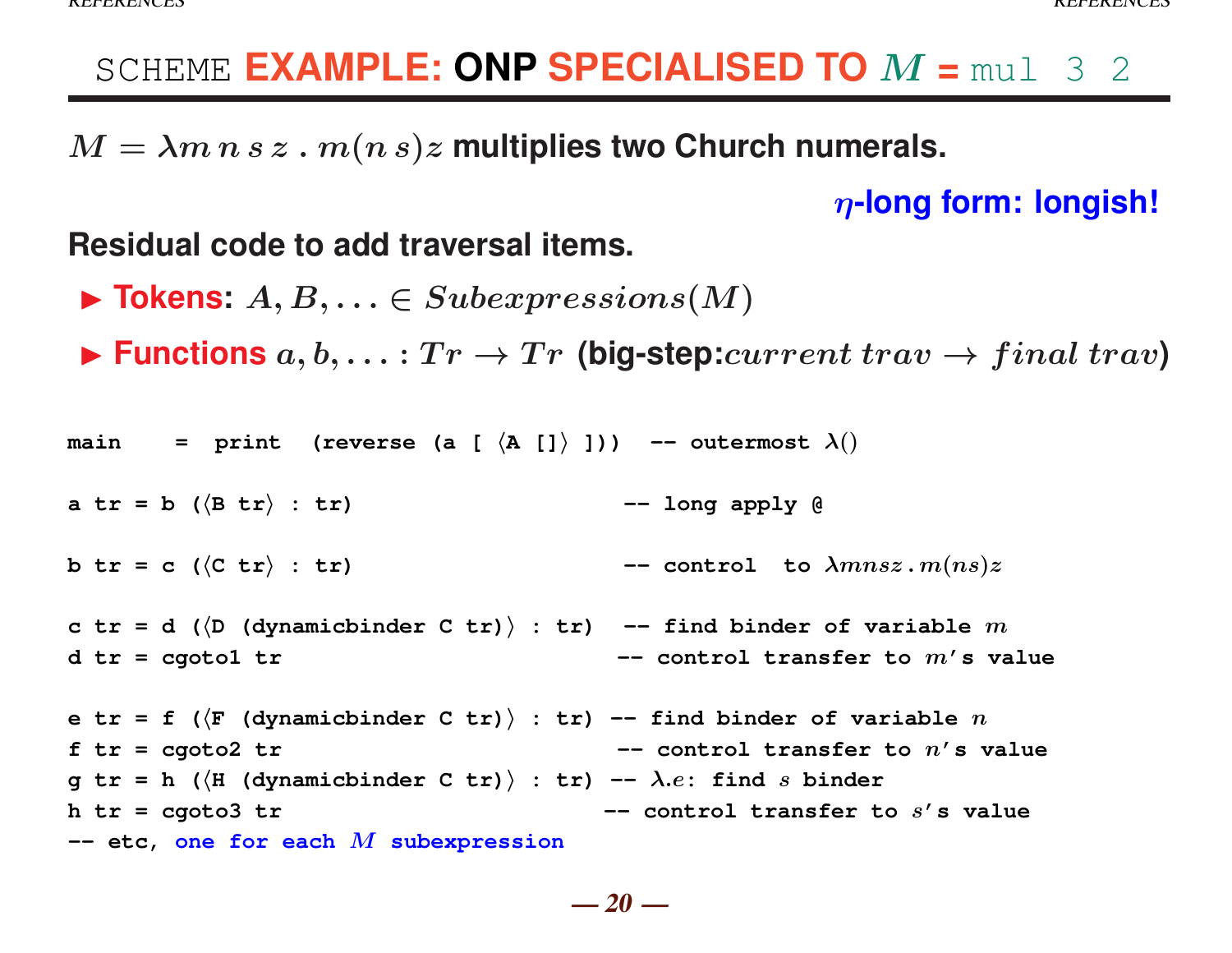# SCHEME EXAMPLE: ONP SPECIALISED TO $M$ = `mul 3 2`

$M = \lambda m\, n\, s\, z\, .\, m(n\, s)z$ **multiplies two Church numerals.**

**$\eta$-long form: longish!**

**Residual code to add traversal items.**

- **Tokens**: $A, B, \ldots \in Subexpressions(M)$
- **Functions** $a, b, \ldots : Tr \rightarrow Tr$ **(big-step:**$current\ trav \rightarrow final\ trav$**)**

```
main    =  print  (reverse (a [ ⟨A []⟩ ]))  -- outermost λ()

a tr = b (⟨B tr⟩ : tr)                        -- long apply @

b tr = c (⟨C tr⟩ : tr)                        -- control  to λmnsz.m(ns)z

c tr = d (⟨D (dynamicbinder C tr)⟩ : tr)  -- find binder of variable m
d tr = cgoto1 tr                             -- control transfer to m's value

e tr = f (⟨F (dynamicbinder C tr)⟩ : tr) -- find binder of variable n
f tr = cgoto2 tr                             -- control transfer to n's value
g tr = h (⟨H (dynamicbinder C tr)⟩ : tr) -- λ.e: find s binder
h tr = cgoto3 tr                            -- control transfer to s's value
-- etc, one for each M subexpression
```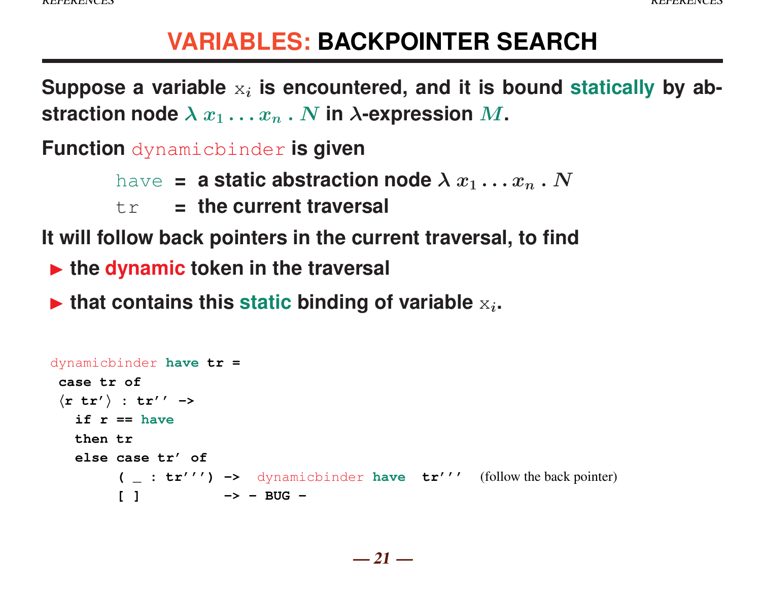# VARIABLES: BACKPOINTER SEARCH

Suppose a variable $x_i$ is encountered, and it is bound **statically** by abstraction node $\lambda\, x_1 \ldots x_n \,.\, N$ in $\lambda$-expression $M$.

Function `dynamicbinder` is given

- `have` = a static abstraction node $\lambda\, x_1 \ldots x_n \,.\, N$
- `tr` = the current traversal

It will follow back pointers in the current traversal, to find

- the **dynamic** token in the traversal
- that contains this **static** binding of variable $x_i$.

```
dynamicbinder have tr =
 case tr of
 ⟨r tr'⟩ : tr'' ->
   if r == have
   then tr
   else case tr' of
        ( _ : tr''') ->  dynamicbinder have  tr'''    (follow the back pointer)
        [ ]          -> - BUG -
```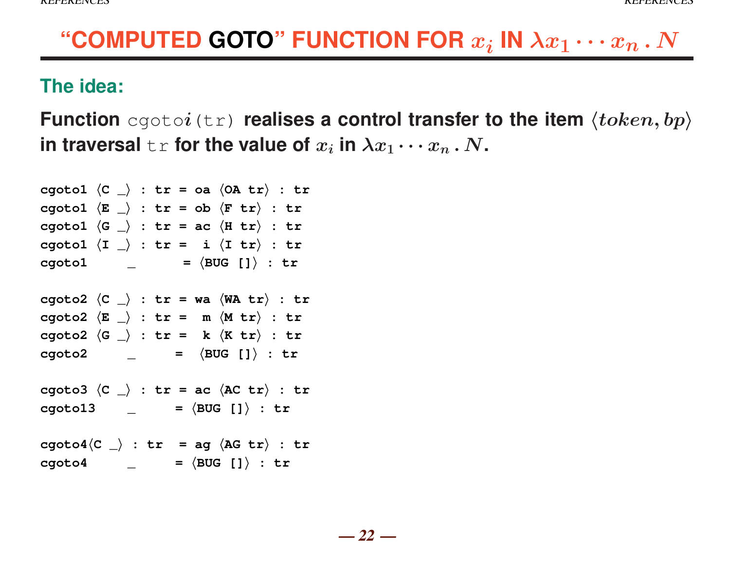# "COMPUTED GOTO" FUNCTION FOR $x_i$ IN $\lambda x_1 \cdots x_n \,.\, N$

## The idea:

**Function `cgoto`$i$`(tr)` realises a control transfer to the item $\langle token, bp \rangle$ in traversal `tr` for the value of $x_i$ in $\lambda x_1 \cdots x_n \,.\, N$.**

```
cgoto1 ⟨C _⟩ : tr = oa ⟨OA tr⟩ : tr
cgoto1 ⟨E _⟩ : tr = ob ⟨F tr⟩ : tr
cgoto1 ⟨G _⟩ : tr = ac ⟨H tr⟩ : tr
cgoto1 ⟨I _⟩ : tr =  i ⟨I tr⟩ : tr
cgoto1     _      = ⟨BUG []⟩ : tr

cgoto2 ⟨C _⟩ : tr = wa ⟨WA tr⟩ : tr
cgoto2 ⟨E _⟩ : tr =  m ⟨M tr⟩ : tr
cgoto2 ⟨G _⟩ : tr =  k ⟨K tr⟩ : tr
cgoto2     _     =  ⟨BUG []⟩ : tr

cgoto3 ⟨C _⟩ : tr = ac ⟨AC tr⟩ : tr
cgoto13    _     = ⟨BUG []⟩ : tr

cgoto4⟨C _⟩ : tr  = ag ⟨AG tr⟩ : tr
cgoto4     _     = ⟨BUG []⟩ : tr
```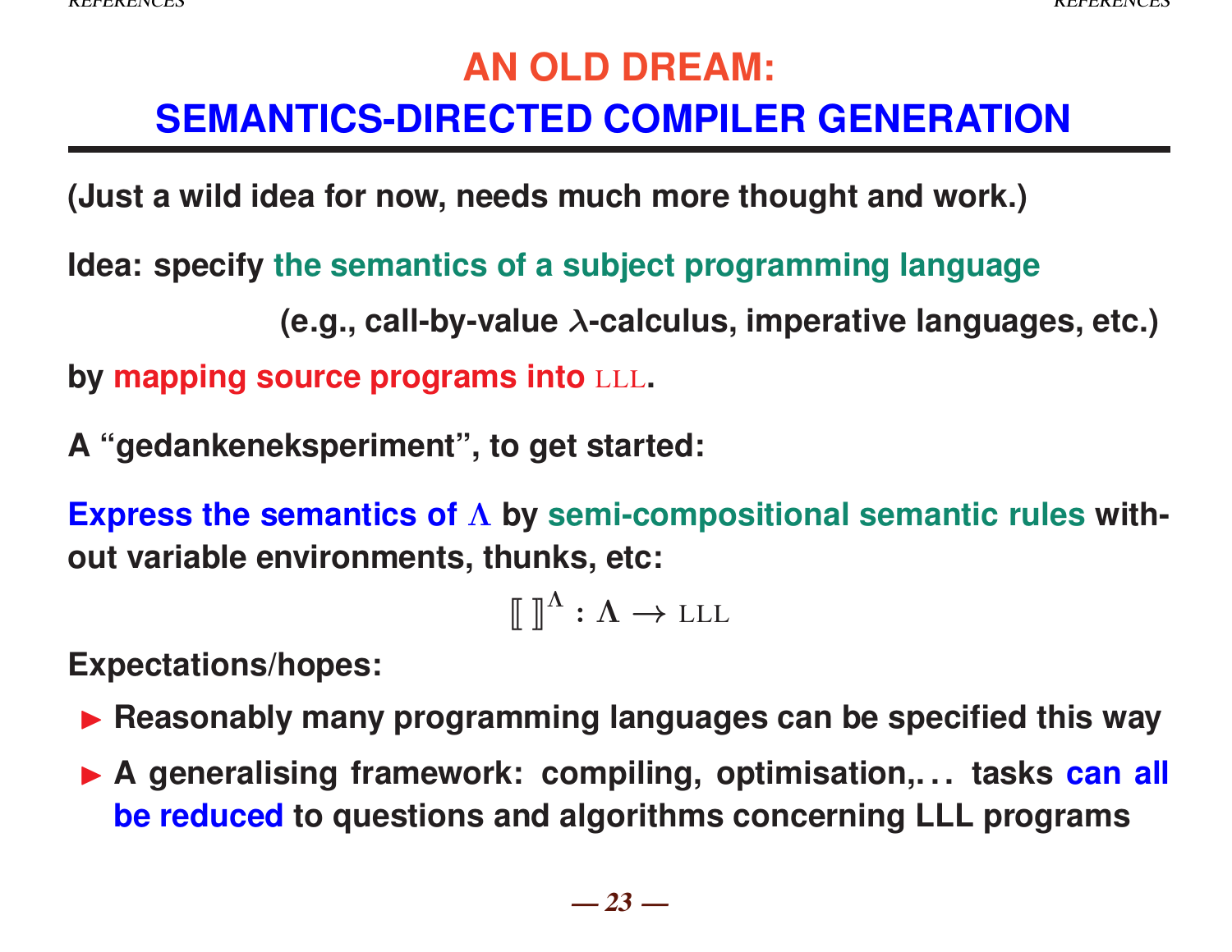# AN OLD DREAM:
# SEMANTICS-DIRECTED COMPILER GENERATION

**(Just a wild idea for now, needs much more thought and work.)**

**Idea: specify the semantics of a subject programming language**

**(e.g., call-by-value $\lambda$-calculus, imperative languages, etc.)**

**by mapping source programs into LLL.**

**A "gedankeneksperiment", to get started:**

**Express the semantics of $\Lambda$ by semi-compositional semantic rules without variable environments, thunks, etc:**

$$[\![\ ]\!]^{\Lambda} : \Lambda \rightarrow \text{LLL}$$

**Expectations/hopes:**

- **Reasonably many programming languages can be specified this way**
- **A generalising framework: compiling, optimisation,... tasks can all be reduced to questions and algorithms concerning LLL programs**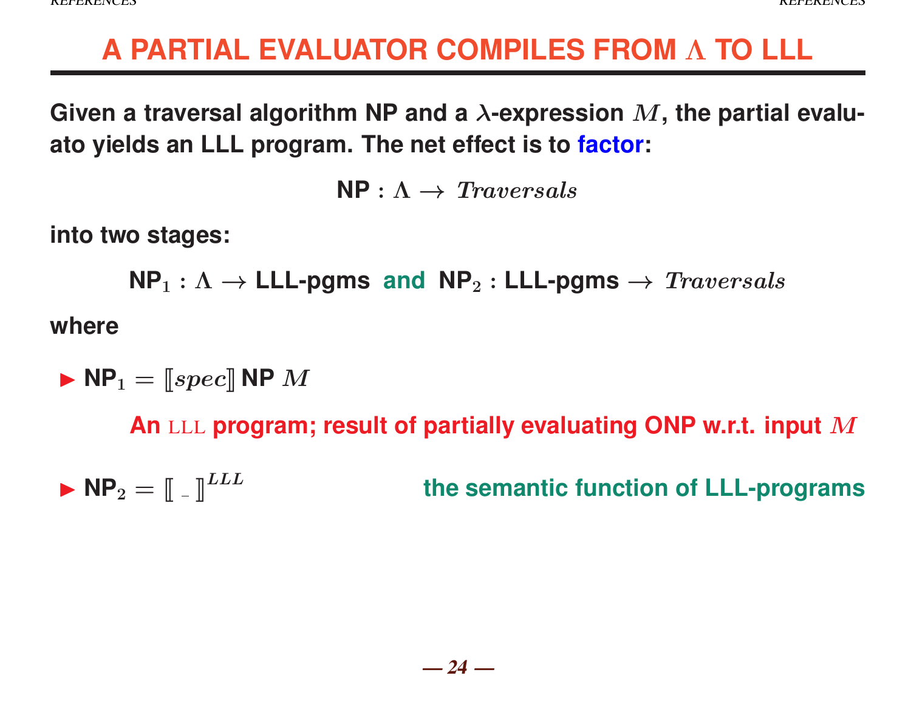# A PARTIAL EVALUATOR COMPILES FROM $\Lambda$ TO LLL

**Given a traversal algorithm NP and a $\lambda$-expression $M$, the partial evaluato yields an LLL program. The net effect is to factor:**

$$\textbf{NP} : \Lambda \rightarrow \mathit{Traversals}$$

**into two stages:**

$$\textbf{NP}_1 : \Lambda \rightarrow \textbf{LLL-pgms} \quad \textbf{and} \quad \textbf{NP}_2 : \textbf{LLL-pgms} \rightarrow \mathit{Traversals}$$

**where**

- $\textbf{NP}_1 = [\![spec]\!]\ \textbf{NP}\ M$

  **An LLL program; result of partially evaluating ONP w.r.t. input $M$**

- $\textbf{NP}_2 = [\![\ \_\ ]\!]^{LLL}$ **the semantic function of LLL-programs**